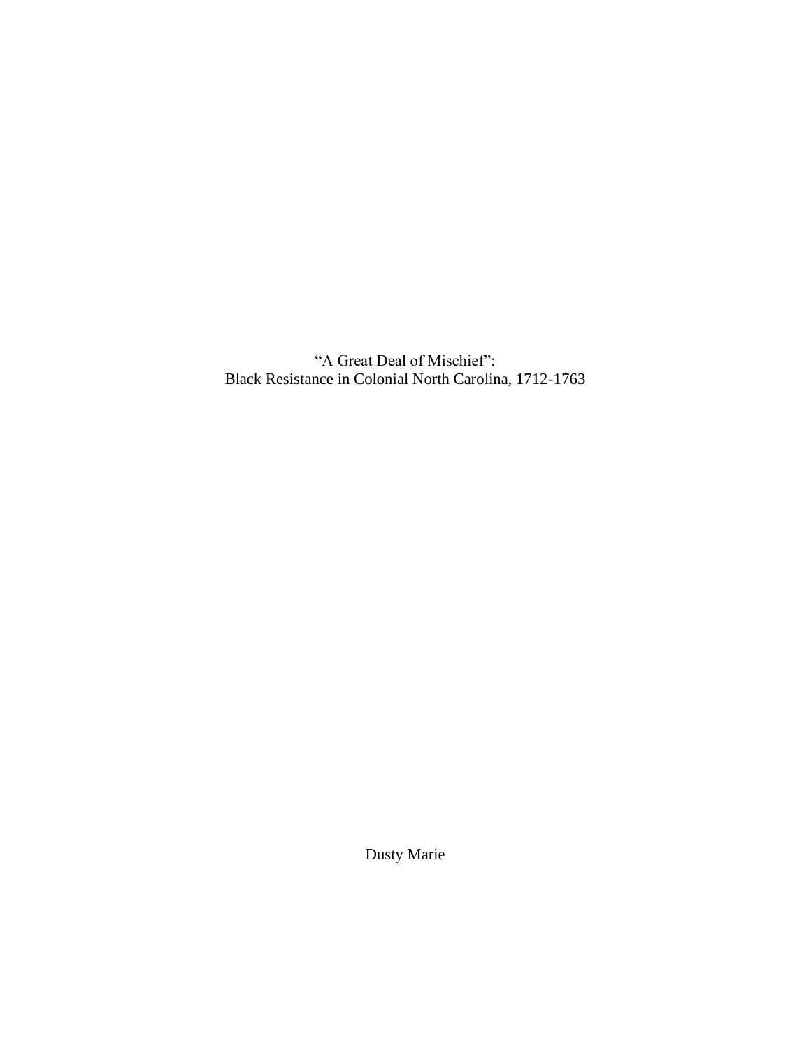# "A Great Deal of Mischief": Black Resistance in Colonial North Carolina, 1712-1763

Dusty Marie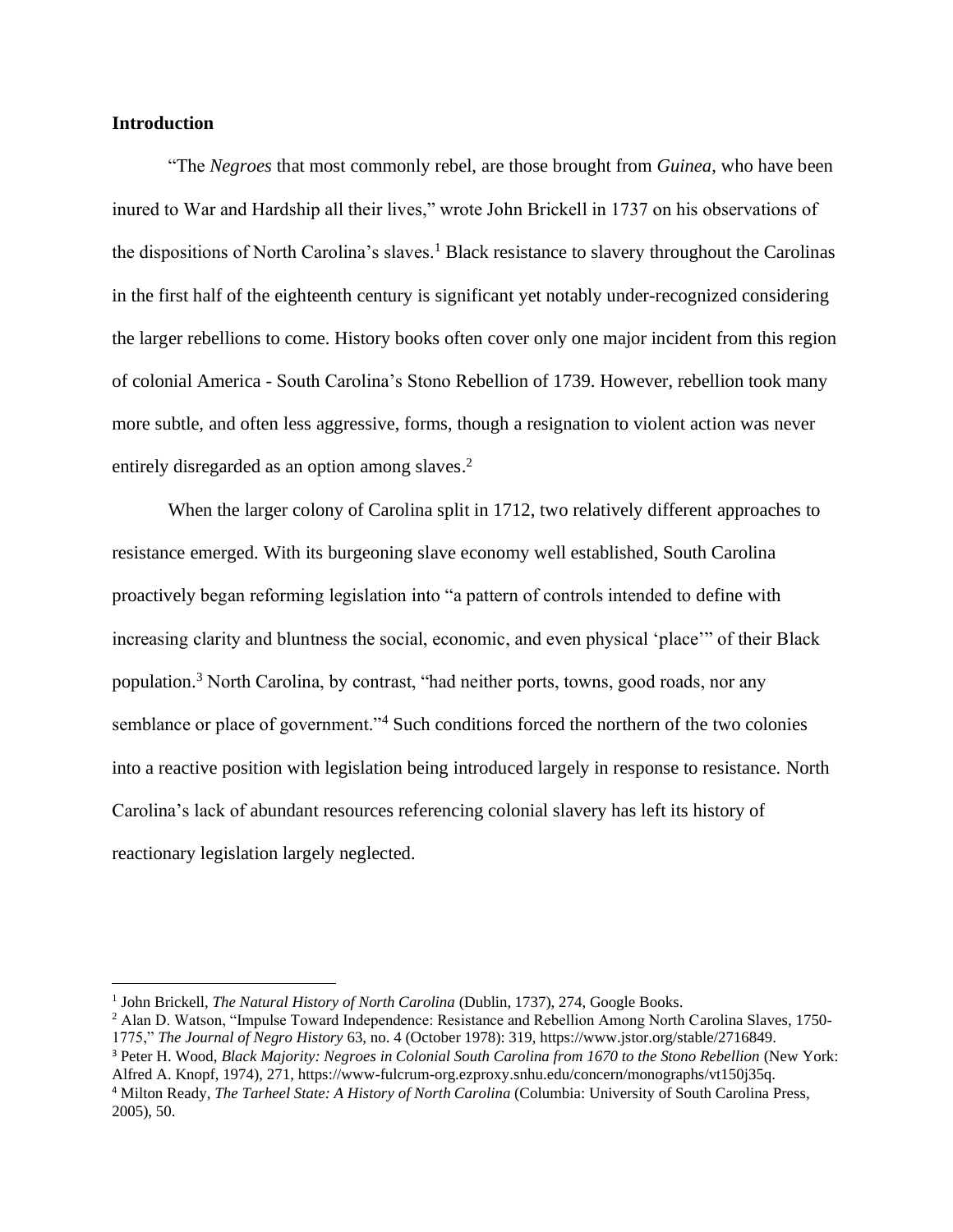## Introduction

"The *Negroes* that most commonly rebel, are those brought from *Guinea*, who have been inured to War and Hardship all their lives," wrote John Brickell in 1737 on his observations of the dispositions of North Carolina's slaves.[1] Black resistance to slavery throughout the Carolinas in the first half of the eighteenth century is significant yet notably under-recognized considering the larger rebellions to come. History books often cover only one major incident from this region of colonial America - South Carolina's Stono Rebellion of 1739. However, rebellion took many more subtle, and often less aggressive, forms, though a resignation to violent action was never entirely disregarded as an option among slaves.[2]

When the larger colony of Carolina split in 1712, two relatively different approaches to resistance emerged. With its burgeoning slave economy well established, South Carolina proactively began reforming legislation into "a pattern of controls intended to define with increasing clarity and bluntness the social, economic, and even physical 'place'" of their Black population.[3] North Carolina, by contrast, "had neither ports, towns, good roads, nor any semblance or place of government."[4] Such conditions forced the northern of the two colonies into a reactive position with legislation being introduced largely in response to resistance. North Carolina's lack of abundant resources referencing colonial slavery has left its history of reactionary legislation largely neglected.

---

[1] John Brickell, *The Natural History of North Carolina* (Dublin, 1737), 274, Google Books.

[2] Alan D. Watson, "Impulse Toward Independence: Resistance and Rebellion Among North Carolina Slaves, 1750-1775," *The Journal of Negro History* 63, no. 4 (October 1978): 319, https://www.jstor.org/stable/2716849.

[3] Peter H. Wood, *Black Majority: Negroes in Colonial South Carolina from 1670 to the Stono Rebellion* (New York: Alfred A. Knopf, 1974), 271, https://www-fulcrum-org.ezproxy.snhu.edu/concern/monographs/vt150j35q.

[4] Milton Ready, *The Tarheel State: A History of North Carolina* (Columbia: University of South Carolina Press, 2005), 50.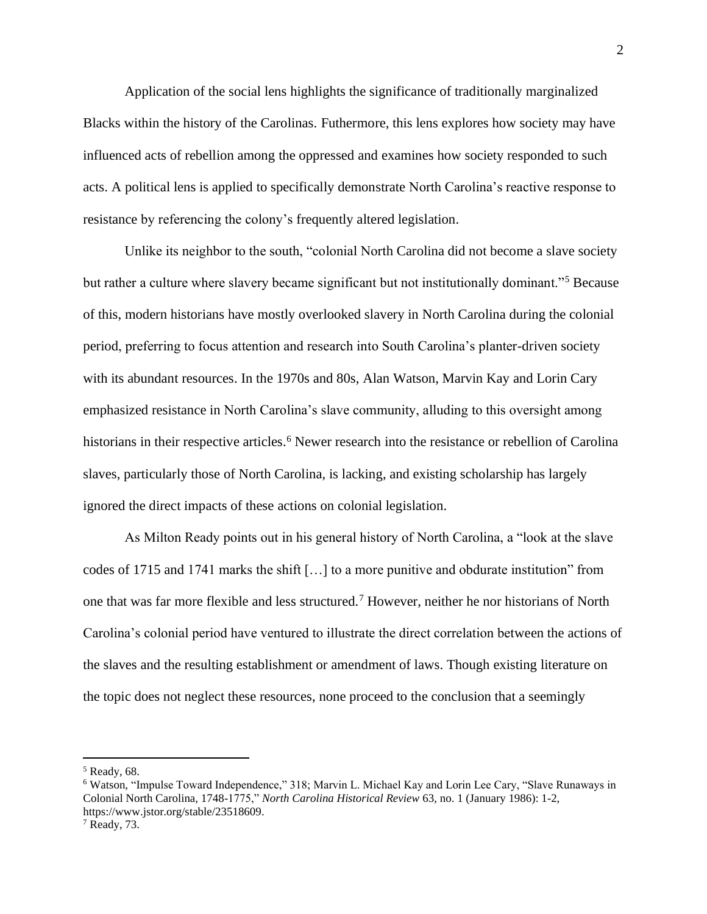Application of the social lens highlights the significance of traditionally marginalized Blacks within the history of the Carolinas. Futhermore, this lens explores how society may have influenced acts of rebellion among the oppressed and examines how society responded to such acts. A political lens is applied to specifically demonstrate North Carolina's reactive response to resistance by referencing the colony's frequently altered legislation.

Unlike its neighbor to the south, "colonial North Carolina did not become a slave society but rather a culture where slavery became significant but not institutionally dominant."[5] Because of this, modern historians have mostly overlooked slavery in North Carolina during the colonial period, preferring to focus attention and research into South Carolina's planter-driven society with its abundant resources. In the 1970s and 80s, Alan Watson, Marvin Kay and Lorin Cary emphasized resistance in North Carolina's slave community, alluding to this oversight among historians in their respective articles.[6] Newer research into the resistance or rebellion of Carolina slaves, particularly those of North Carolina, is lacking, and existing scholarship has largely ignored the direct impacts of these actions on colonial legislation.

As Milton Ready points out in his general history of North Carolina, a "look at the slave codes of 1715 and 1741 marks the shift […] to a more punitive and obdurate institution" from one that was far more flexible and less structured.[7] However, neither he nor historians of North Carolina's colonial period have ventured to illustrate the direct correlation between the actions of the slaves and the resulting establishment or amendment of laws. Though existing literature on the topic does not neglect these resources, none proceed to the conclusion that a seemingly

---

[5] Ready, 68.

[6] Watson, "Impulse Toward Independence," 318; Marvin L. Michael Kay and Lorin Lee Cary, "Slave Runaways in Colonial North Carolina, 1748-1775," *North Carolina Historical Review* 63, no. 1 (January 1986): 1-2, https://www.jstor.org/stable/23518609.

[7] Ready, 73.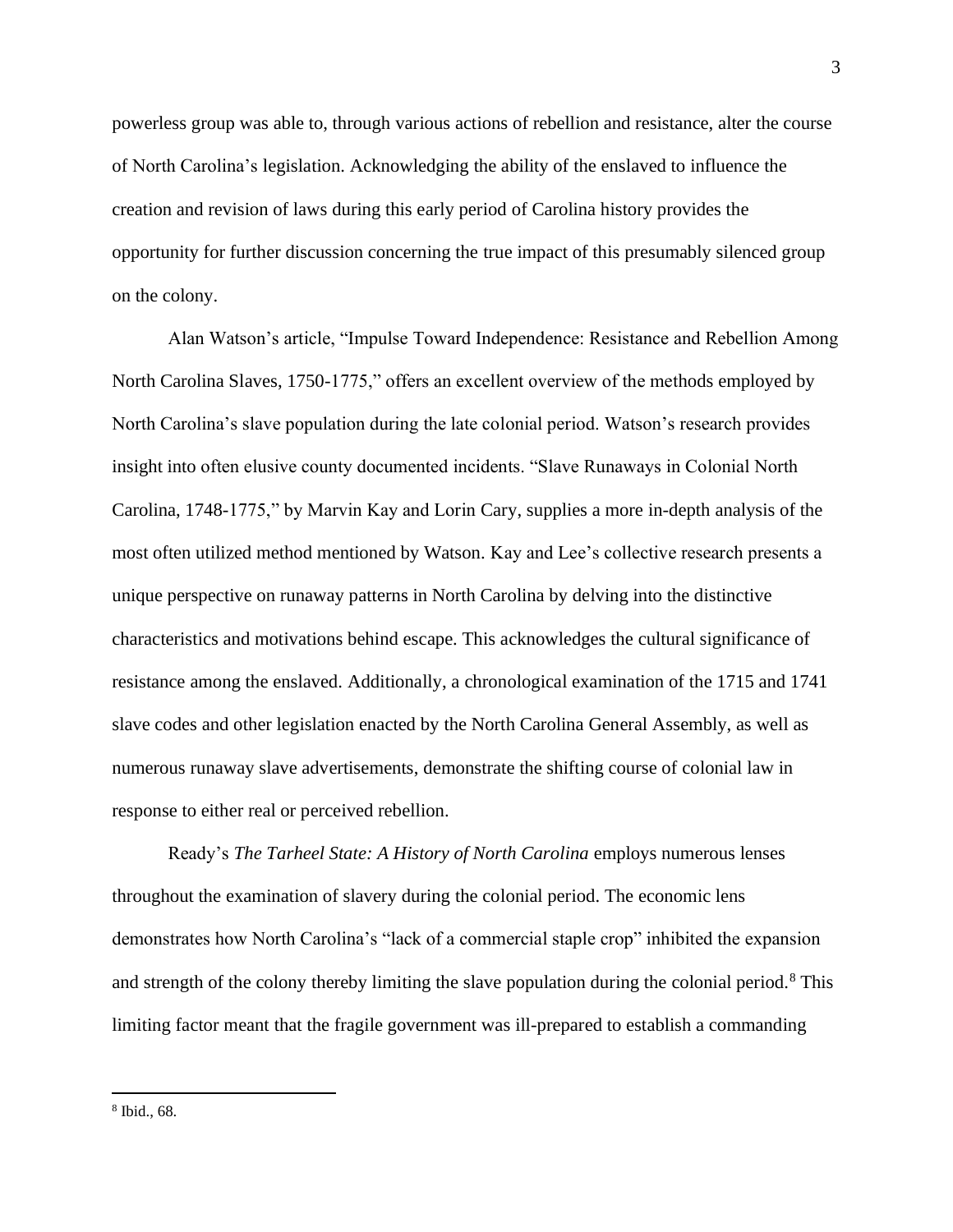powerless group was able to, through various actions of rebellion and resistance, alter the course of North Carolina's legislation. Acknowledging the ability of the enslaved to influence the creation and revision of laws during this early period of Carolina history provides the opportunity for further discussion concerning the true impact of this presumably silenced group on the colony.

Alan Watson's article, "Impulse Toward Independence: Resistance and Rebellion Among North Carolina Slaves, 1750-1775," offers an excellent overview of the methods employed by North Carolina's slave population during the late colonial period. Watson's research provides insight into often elusive county documented incidents. "Slave Runaways in Colonial North Carolina, 1748-1775," by Marvin Kay and Lorin Cary, supplies a more in-depth analysis of the most often utilized method mentioned by Watson. Kay and Lee's collective research presents a unique perspective on runaway patterns in North Carolina by delving into the distinctive characteristics and motivations behind escape. This acknowledges the cultural significance of resistance among the enslaved. Additionally, a chronological examination of the 1715 and 1741 slave codes and other legislation enacted by the North Carolina General Assembly, as well as numerous runaway slave advertisements, demonstrate the shifting course of colonial law in response to either real or perceived rebellion.

Ready's *The Tarheel State: A History of North Carolina* employs numerous lenses throughout the examination of slavery during the colonial period. The economic lens demonstrates how North Carolina's "lack of a commercial staple crop" inhibited the expansion and strength of the colony thereby limiting the slave population during the colonial period.[8] This limiting factor meant that the fragile government was ill-prepared to establish a commanding

---

[8] Ibid., 68.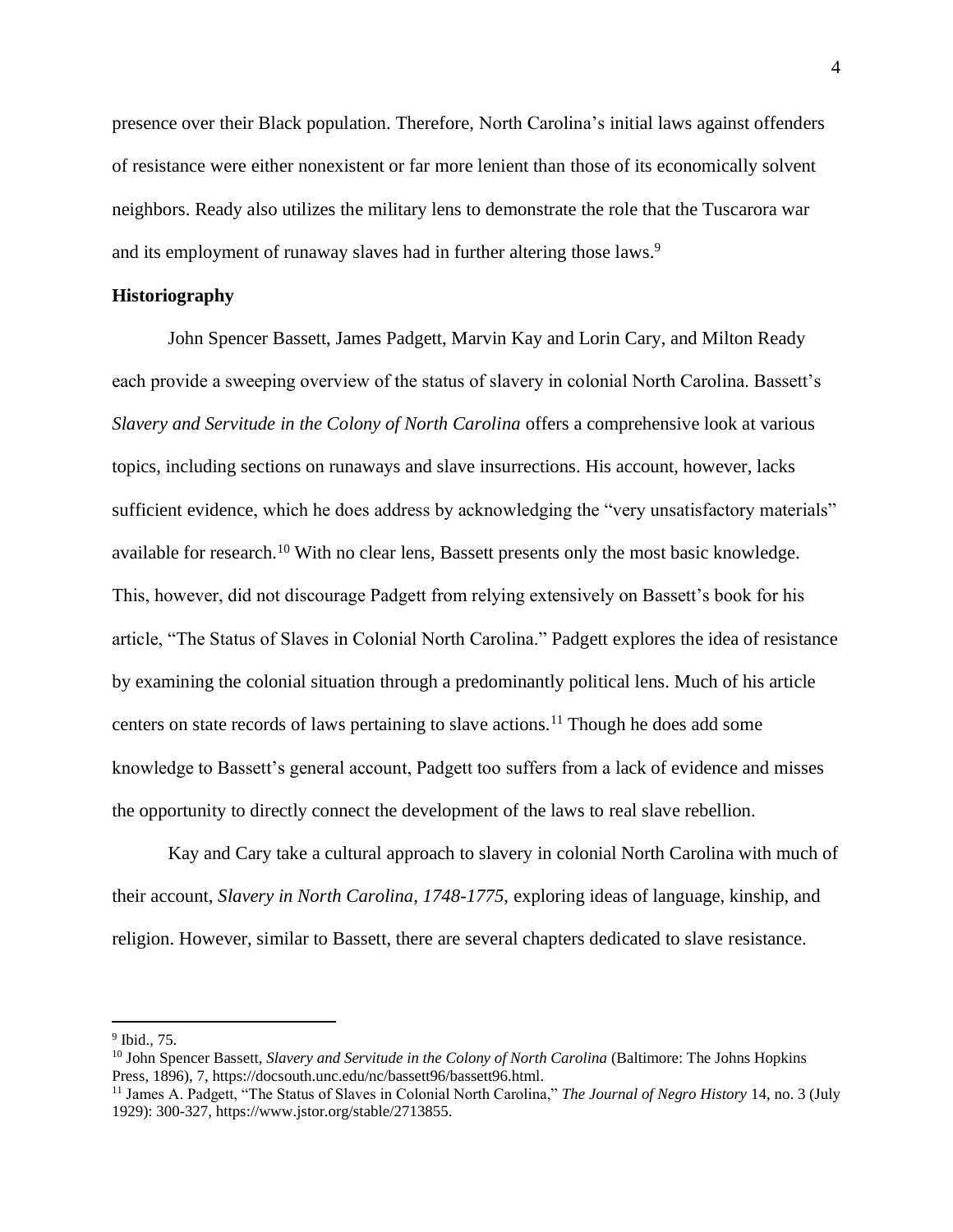presence over their Black population. Therefore, North Carolina's initial laws against offenders of resistance were either nonexistent or far more lenient than those of its economically solvent neighbors. Ready also utilizes the military lens to demonstrate the role that the Tuscarora war and its employment of runaway slaves had in further altering those laws.[9]

**Historiography**

John Spencer Bassett, James Padgett, Marvin Kay and Lorin Cary, and Milton Ready each provide a sweeping overview of the status of slavery in colonial North Carolina. Bassett's *Slavery and Servitude in the Colony of North Carolina* offers a comprehensive look at various topics, including sections on runaways and slave insurrections. His account, however, lacks sufficient evidence, which he does address by acknowledging the "very unsatisfactory materials" available for research.[10] With no clear lens, Bassett presents only the most basic knowledge. This, however, did not discourage Padgett from relying extensively on Bassett's book for his article, "The Status of Slaves in Colonial North Carolina." Padgett explores the idea of resistance by examining the colonial situation through a predominantly political lens. Much of his article centers on state records of laws pertaining to slave actions.[11] Though he does add some knowledge to Bassett's general account, Padgett too suffers from a lack of evidence and misses the opportunity to directly connect the development of the laws to real slave rebellion.

Kay and Cary take a cultural approach to slavery in colonial North Carolina with much of their account, *Slavery in North Carolina, 1748-1775,* exploring ideas of language, kinship, and religion. However, similar to Bassett, there are several chapters dedicated to slave resistance.

---

[9] Ibid., 75.

[10] John Spencer Bassett, *Slavery and Servitude in the Colony of North Carolina* (Baltimore: The Johns Hopkins Press, 1896), 7, https://docsouth.unc.edu/nc/bassett96/bassett96.html.

[11] James A. Padgett, "The Status of Slaves in Colonial North Carolina," *The Journal of Negro History* 14, no. 3 (July 1929): 300-327, https://www.jstor.org/stable/2713855.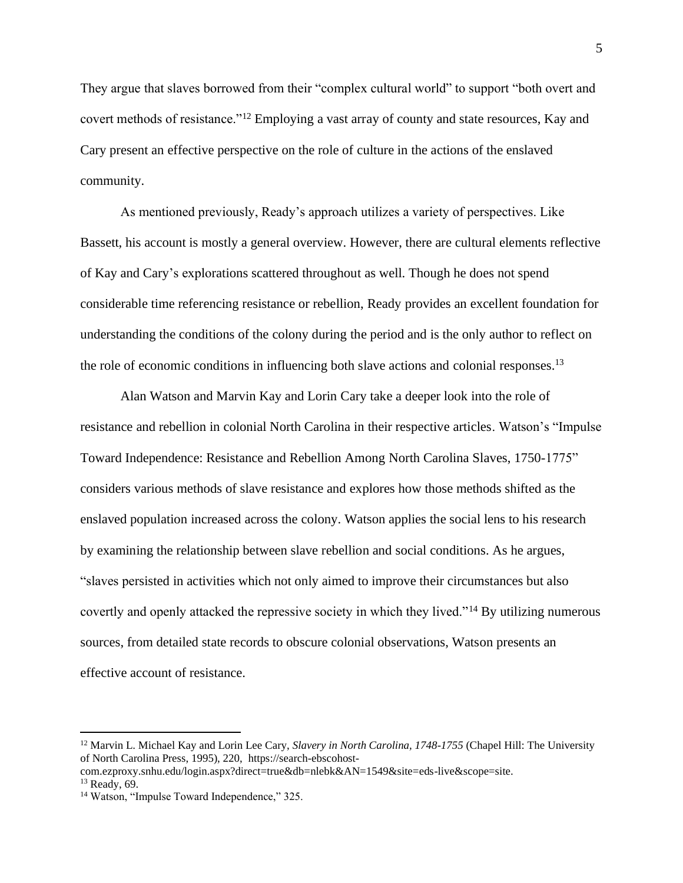They argue that slaves borrowed from their "complex cultural world" to support "both overt and covert methods of resistance."[12] Employing a vast array of county and state resources, Kay and Cary present an effective perspective on the role of culture in the actions of the enslaved community.

As mentioned previously, Ready's approach utilizes a variety of perspectives. Like Bassett, his account is mostly a general overview. However, there are cultural elements reflective of Kay and Cary's explorations scattered throughout as well. Though he does not spend considerable time referencing resistance or rebellion, Ready provides an excellent foundation for understanding the conditions of the colony during the period and is the only author to reflect on the role of economic conditions in influencing both slave actions and colonial responses.[13]

Alan Watson and Marvin Kay and Lorin Cary take a deeper look into the role of resistance and rebellion in colonial North Carolina in their respective articles. Watson's "Impulse Toward Independence: Resistance and Rebellion Among North Carolina Slaves, 1750-1775" considers various methods of slave resistance and explores how those methods shifted as the enslaved population increased across the colony. Watson applies the social lens to his research by examining the relationship between slave rebellion and social conditions. As he argues, "slaves persisted in activities which not only aimed to improve their circumstances but also covertly and openly attacked the repressive society in which they lived."[14] By utilizing numerous sources, from detailed state records to obscure colonial observations, Watson presents an effective account of resistance.

---

[12] Marvin L. Michael Kay and Lorin Lee Cary, *Slavery in North Carolina, 1748-1755* (Chapel Hill: The University of North Carolina Press, 1995), 220, https://search-ebscohost-com.ezproxy.snhu.edu/login.aspx?direct=true&db=nlebk&AN=1549&site=eds-live&scope=site.

[13] Ready, 69.

[14] Watson, "Impulse Toward Independence," 325.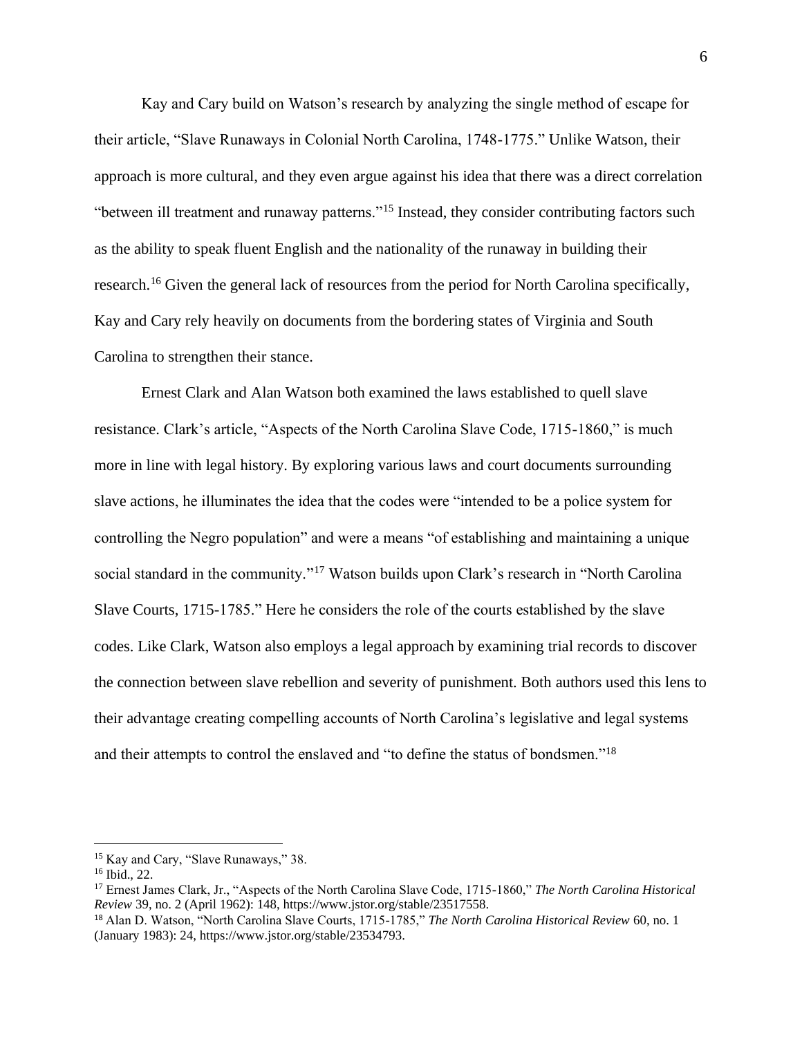Kay and Cary build on Watson's research by analyzing the single method of escape for their article, "Slave Runaways in Colonial North Carolina, 1748-1775." Unlike Watson, their approach is more cultural, and they even argue against his idea that there was a direct correlation "between ill treatment and runaway patterns."[15] Instead, they consider contributing factors such as the ability to speak fluent English and the nationality of the runaway in building their research.[16] Given the general lack of resources from the period for North Carolina specifically, Kay and Cary rely heavily on documents from the bordering states of Virginia and South Carolina to strengthen their stance.

Ernest Clark and Alan Watson both examined the laws established to quell slave resistance. Clark's article, "Aspects of the North Carolina Slave Code, 1715-1860," is much more in line with legal history. By exploring various laws and court documents surrounding slave actions, he illuminates the idea that the codes were "intended to be a police system for controlling the Negro population" and were a means "of establishing and maintaining a unique social standard in the community."[17] Watson builds upon Clark's research in "North Carolina Slave Courts, 1715-1785." Here he considers the role of the courts established by the slave codes. Like Clark, Watson also employs a legal approach by examining trial records to discover the connection between slave rebellion and severity of punishment. Both authors used this lens to their advantage creating compelling accounts of North Carolina's legislative and legal systems and their attempts to control the enslaved and "to define the status of bondsmen."[18]

---

[15] Kay and Cary, "Slave Runaways," 38.

[16] Ibid., 22.

[17] Ernest James Clark, Jr., "Aspects of the North Carolina Slave Code, 1715-1860," *The North Carolina Historical Review* 39, no. 2 (April 1962): 148, https://www.jstor.org/stable/23517558.

[18] Alan D. Watson, "North Carolina Slave Courts, 1715-1785," *The North Carolina Historical Review* 60, no. 1 (January 1983): 24, https://www.jstor.org/stable/23534793.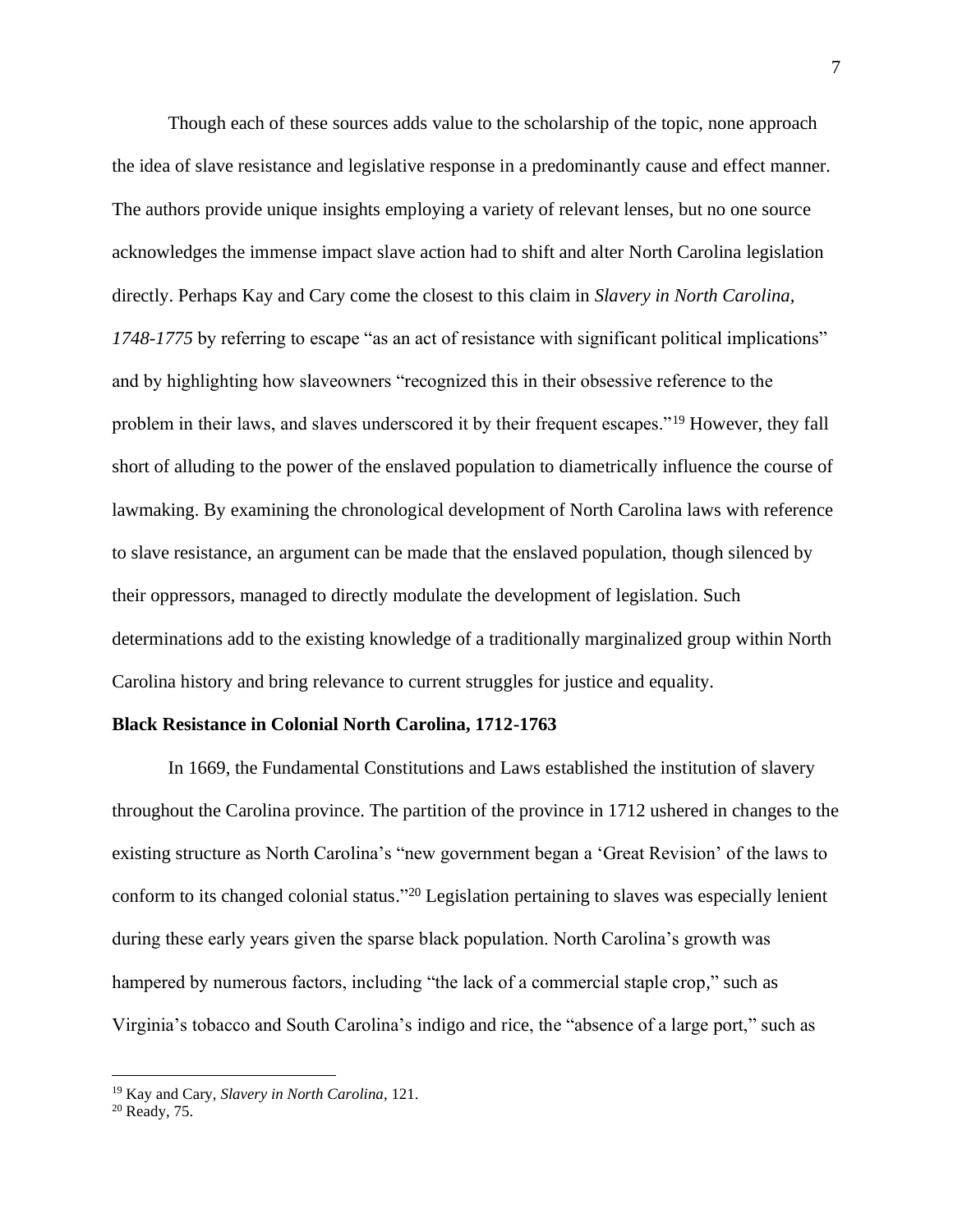Though each of these sources adds value to the scholarship of the topic, none approach the idea of slave resistance and legislative response in a predominantly cause and effect manner. The authors provide unique insights employing a variety of relevant lenses, but no one source acknowledges the immense impact slave action had to shift and alter North Carolina legislation directly. Perhaps Kay and Cary come the closest to this claim in *Slavery in North Carolina, 1748-1775* by referring to escape "as an act of resistance with significant political implications" and by highlighting how slaveowners "recognized this in their obsessive reference to the problem in their laws, and slaves underscored it by their frequent escapes."[19] However, they fall short of alluding to the power of the enslaved population to diametrically influence the course of lawmaking. By examining the chronological development of North Carolina laws with reference to slave resistance, an argument can be made that the enslaved population, though silenced by their oppressors, managed to directly modulate the development of legislation. Such determinations add to the existing knowledge of a traditionally marginalized group within North Carolina history and bring relevance to current struggles for justice and equality.

**Black Resistance in Colonial North Carolina, 1712-1763**

In 1669, the Fundamental Constitutions and Laws established the institution of slavery throughout the Carolina province. The partition of the province in 1712 ushered in changes to the existing structure as North Carolina's "new government began a 'Great Revision' of the laws to conform to its changed colonial status."[20] Legislation pertaining to slaves was especially lenient during these early years given the sparse black population. North Carolina's growth was hampered by numerous factors, including "the lack of a commercial staple crop," such as Virginia's tobacco and South Carolina's indigo and rice, the "absence of a large port," such as

---

[19] Kay and Cary, *Slavery in North Carolina*, 121.

[20] Ready, 75.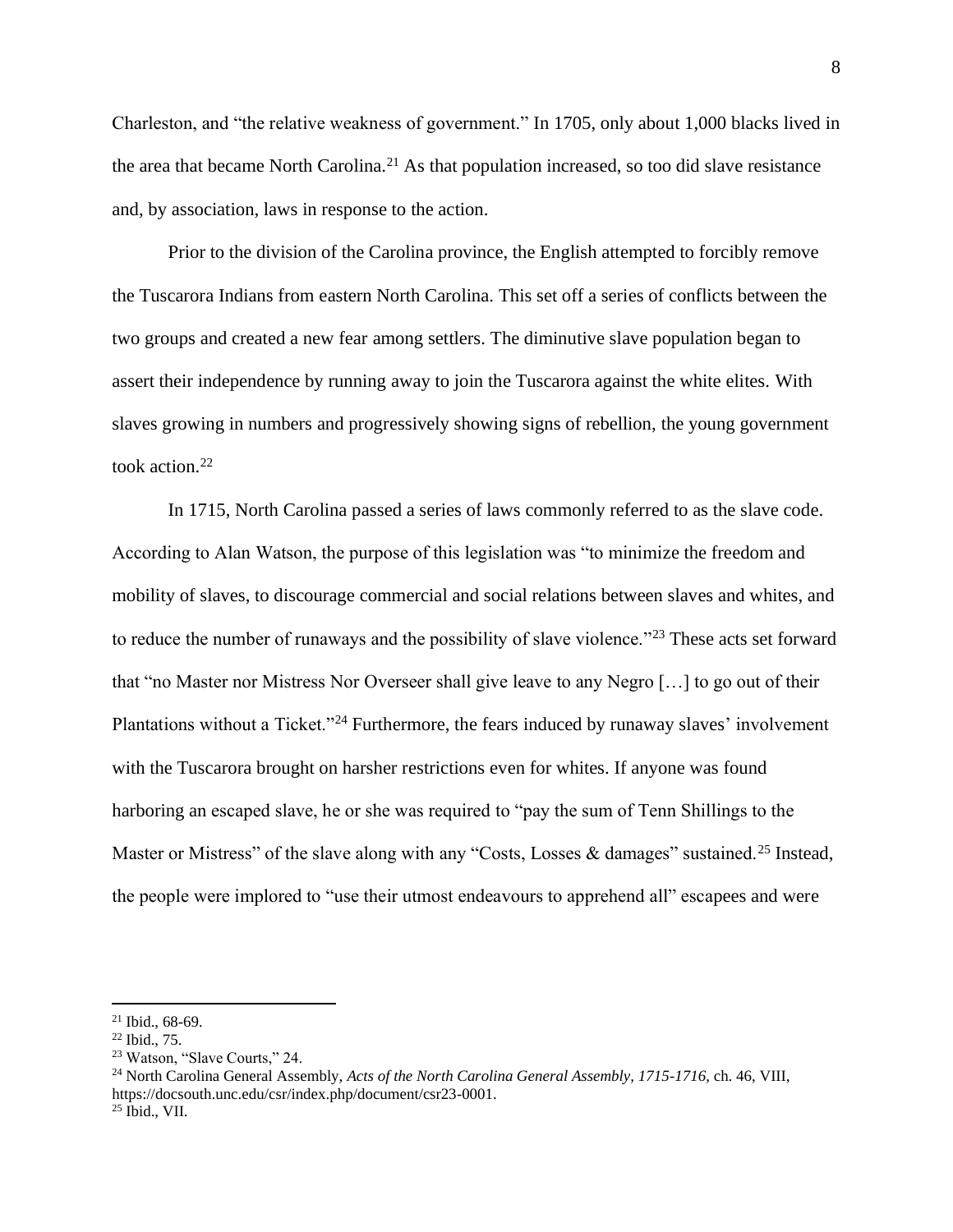Charleston, and "the relative weakness of government." In 1705, only about 1,000 blacks lived in the area that became North Carolina.[21] As that population increased, so too did slave resistance and, by association, laws in response to the action.

Prior to the division of the Carolina province, the English attempted to forcibly remove the Tuscarora Indians from eastern North Carolina. This set off a series of conflicts between the two groups and created a new fear among settlers. The diminutive slave population began to assert their independence by running away to join the Tuscarora against the white elites. With slaves growing in numbers and progressively showing signs of rebellion, the young government took action.[22]

In 1715, North Carolina passed a series of laws commonly referred to as the slave code. According to Alan Watson, the purpose of this legislation was "to minimize the freedom and mobility of slaves, to discourage commercial and social relations between slaves and whites, and to reduce the number of runaways and the possibility of slave violence."[23] These acts set forward that "no Master nor Mistress Nor Overseer shall give leave to any Negro […] to go out of their Plantations without a Ticket."[24] Furthermore, the fears induced by runaway slaves' involvement with the Tuscarora brought on harsher restrictions even for whites. If anyone was found harboring an escaped slave, he or she was required to "pay the sum of Tenn Shillings to the Master or Mistress" of the slave along with any "Costs, Losses & damages" sustained.[25] Instead, the people were implored to "use their utmost endeavours to apprehend all" escapees and were

---

[21] Ibid., 68-69.

[22] Ibid., 75.

[23] Watson, "Slave Courts," 24.

[24] North Carolina General Assembly, *Acts of the North Carolina General Assembly, 1715-1716*, ch. 46, VIII, https://docsouth.unc.edu/csr/index.php/document/csr23-0001.

[25] Ibid., VII.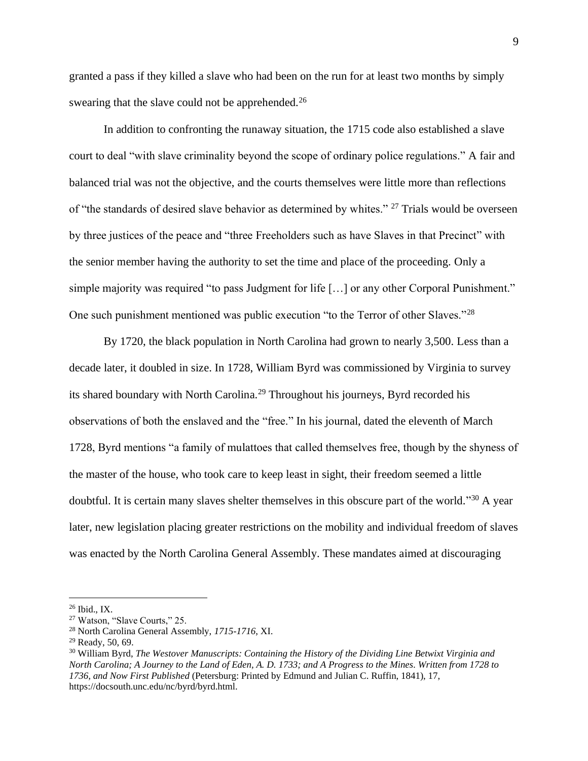granted a pass if they killed a slave who had been on the run for at least two months by simply swearing that the slave could not be apprehended.[26]

In addition to confronting the runaway situation, the 1715 code also established a slave court to deal "with slave criminality beyond the scope of ordinary police regulations." A fair and balanced trial was not the objective, and the courts themselves were little more than reflections of "the standards of desired slave behavior as determined by whites." [27] Trials would be overseen by three justices of the peace and "three Freeholders such as have Slaves in that Precinct" with the senior member having the authority to set the time and place of the proceeding. Only a simple majority was required "to pass Judgment for life […] or any other Corporal Punishment." One such punishment mentioned was public execution "to the Terror of other Slaves."[28]

By 1720, the black population in North Carolina had grown to nearly 3,500. Less than a decade later, it doubled in size. In 1728, William Byrd was commissioned by Virginia to survey its shared boundary with North Carolina.[29] Throughout his journeys, Byrd recorded his observations of both the enslaved and the "free." In his journal, dated the eleventh of March 1728, Byrd mentions "a family of mulattoes that called themselves free, though by the shyness of the master of the house, who took care to keep least in sight, their freedom seemed a little doubtful. It is certain many slaves shelter themselves in this obscure part of the world."[30] A year later, new legislation placing greater restrictions on the mobility and individual freedom of slaves was enacted by the North Carolina General Assembly. These mandates aimed at discouraging

---

[26] Ibid., IX.

[27] Watson, "Slave Courts," 25.

[28] North Carolina General Assembly, *1715-1716*, XI.

[29] Ready, 50, 69.

[30] William Byrd, *The Westover Manuscripts: Containing the History of the Dividing Line Betwixt Virginia and North Carolina; A Journey to the Land of Eden, A. D. 1733; and A Progress to the Mines. Written from 1728 to 1736, and Now First Published* (Petersburg: Printed by Edmund and Julian C. Ruffin, 1841), 17, https://docsouth.unc.edu/nc/byrd/byrd.html.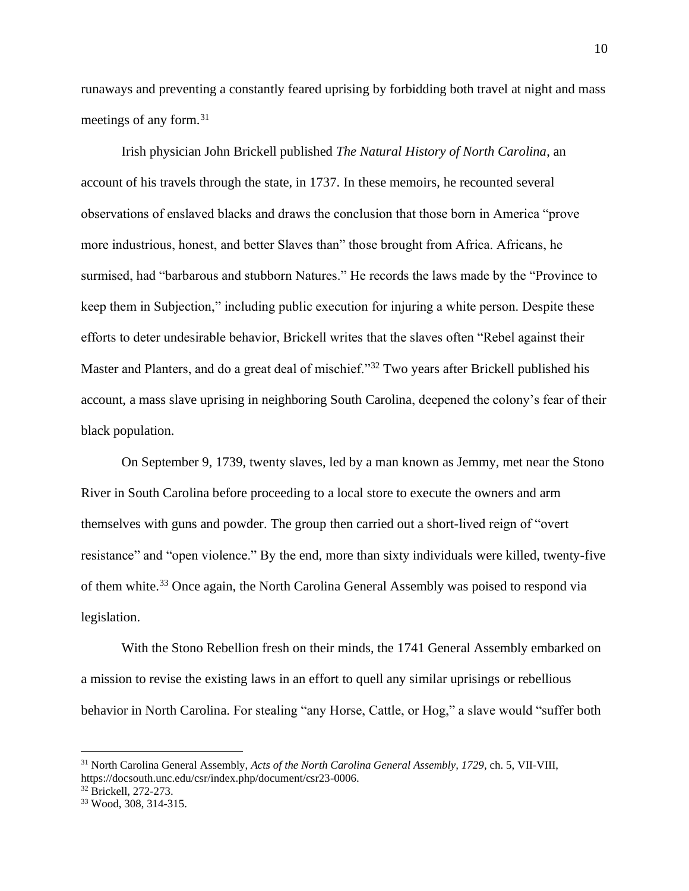runaways and preventing a constantly feared uprising by forbidding both travel at night and mass meetings of any form.[31]

Irish physician John Brickell published *The Natural History of North Carolina*, an account of his travels through the state, in 1737. In these memoirs, he recounted several observations of enslaved blacks and draws the conclusion that those born in America "prove more industrious, honest, and better Slaves than" those brought from Africa. Africans, he surmised, had "barbarous and stubborn Natures." He records the laws made by the "Province to keep them in Subjection," including public execution for injuring a white person. Despite these efforts to deter undesirable behavior, Brickell writes that the slaves often "Rebel against their Master and Planters, and do a great deal of mischief."[32] Two years after Brickell published his account, a mass slave uprising in neighboring South Carolina, deepened the colony's fear of their black population.

On September 9, 1739, twenty slaves, led by a man known as Jemmy, met near the Stono River in South Carolina before proceeding to a local store to execute the owners and arm themselves with guns and powder. The group then carried out a short-lived reign of "overt resistance" and "open violence." By the end, more than sixty individuals were killed, twenty-five of them white.[33] Once again, the North Carolina General Assembly was poised to respond via legislation.

With the Stono Rebellion fresh on their minds, the 1741 General Assembly embarked on a mission to revise the existing laws in an effort to quell any similar uprisings or rebellious behavior in North Carolina. For stealing "any Horse, Cattle, or Hog," a slave would "suffer both

---

[31] North Carolina General Assembly, *Acts of the North Carolina General Assembly, 1729*, ch. 5, VII-VIII, https://docsouth.unc.edu/csr/index.php/document/csr23-0006.

[32] Brickell, 272-273.

[33] Wood, 308, 314-315.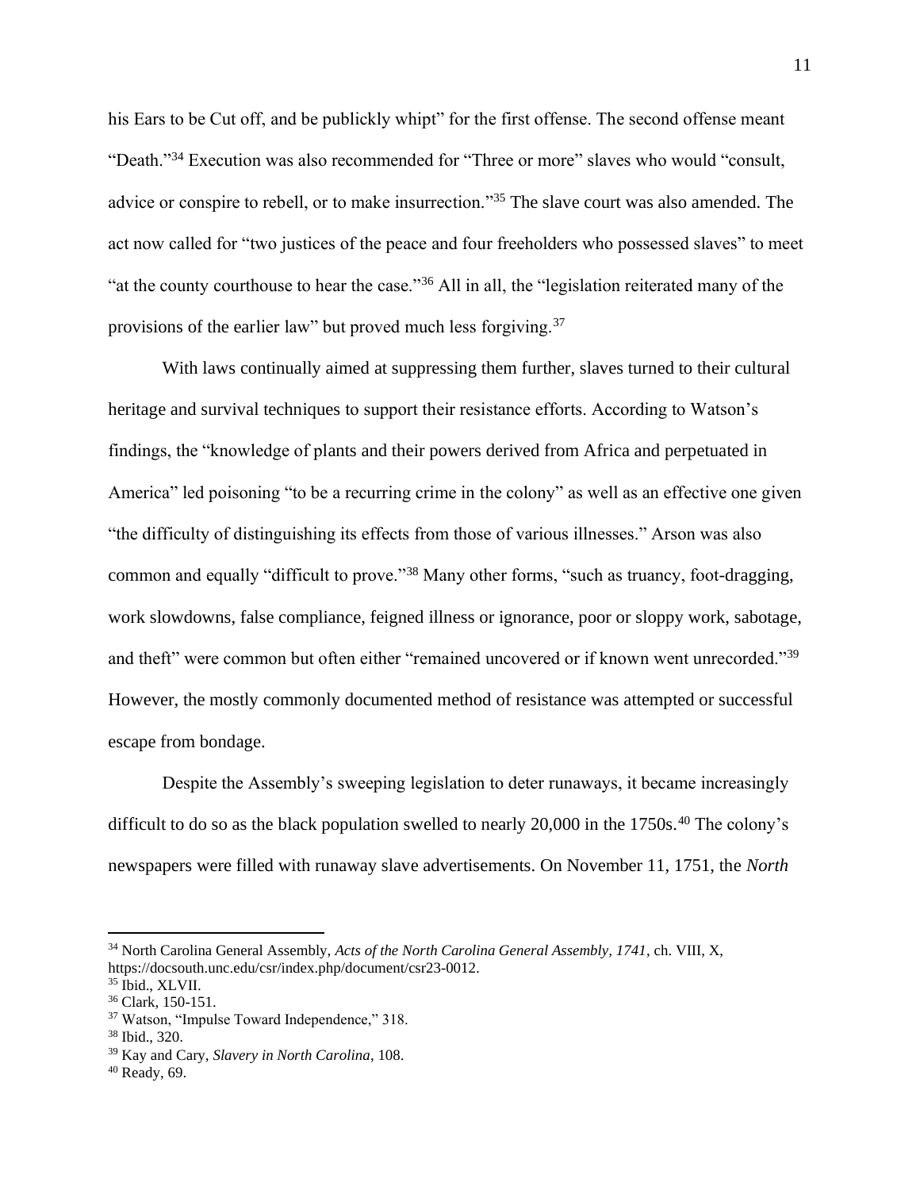his Ears to be Cut off, and be publickly whipt" for the first offense. The second offense meant "Death."[34] Execution was also recommended for "Three or more" slaves who would "consult, advice or conspire to rebell, or to make insurrection."[35] The slave court was also amended. The act now called for "two justices of the peace and four freeholders who possessed slaves" to meet "at the county courthouse to hear the case."[36] All in all, the "legislation reiterated many of the provisions of the earlier law" but proved much less forgiving.[37]

With laws continually aimed at suppressing them further, slaves turned to their cultural heritage and survival techniques to support their resistance efforts. According to Watson's findings, the "knowledge of plants and their powers derived from Africa and perpetuated in America" led poisoning "to be a recurring crime in the colony" as well as an effective one given "the difficulty of distinguishing its effects from those of various illnesses." Arson was also common and equally "difficult to prove."[38] Many other forms, "such as truancy, foot-dragging, work slowdowns, false compliance, feigned illness or ignorance, poor or sloppy work, sabotage, and theft" were common but often either "remained uncovered or if known went unrecorded."[39] However, the mostly commonly documented method of resistance was attempted or successful escape from bondage.

Despite the Assembly's sweeping legislation to deter runaways, it became increasingly difficult to do so as the black population swelled to nearly 20,000 in the 1750s.[40] The colony's newspapers were filled with runaway slave advertisements. On November 11, 1751, the *North*

---

[34] North Carolina General Assembly, *Acts of the North Carolina General Assembly, 1741*, ch. VIII, X, https://docsouth.unc.edu/csr/index.php/document/csr23-0012.

[35] Ibid., XLVII.

[36] Clark, 150-151.

[37] Watson, "Impulse Toward Independence," 318.

[38] Ibid., 320.

[39] Kay and Cary, *Slavery in North Carolina*, 108.

[40] Ready, 69.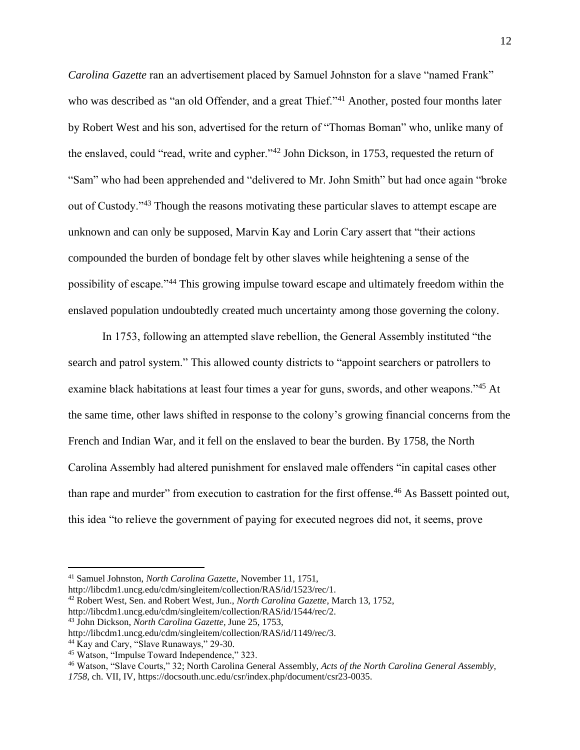*Carolina Gazette* ran an advertisement placed by Samuel Johnston for a slave "named Frank" who was described as "an old Offender, and a great Thief."[41] Another, posted four months later by Robert West and his son, advertised for the return of "Thomas Boman" who, unlike many of the enslaved, could "read, write and cypher."[42] John Dickson, in 1753, requested the return of "Sam" who had been apprehended and "delivered to Mr. John Smith" but had once again "broke out of Custody."[43] Though the reasons motivating these particular slaves to attempt escape are unknown and can only be supposed, Marvin Kay and Lorin Cary assert that "their actions compounded the burden of bondage felt by other slaves while heightening a sense of the possibility of escape."[44] This growing impulse toward escape and ultimately freedom within the enslaved population undoubtedly created much uncertainty among those governing the colony.

In 1753, following an attempted slave rebellion, the General Assembly instituted "the search and patrol system." This allowed county districts to "appoint searchers or patrollers to examine black habitations at least four times a year for guns, swords, and other weapons."[45] At the same time, other laws shifted in response to the colony's growing financial concerns from the French and Indian War, and it fell on the enslaved to bear the burden. By 1758, the North Carolina Assembly had altered punishment for enslaved male offenders "in capital cases other than rape and murder" from execution to castration for the first offense.[46] As Bassett pointed out, this idea "to relieve the government of paying for executed negroes did not, it seems, prove

---

[41] Samuel Johnston, *North Carolina Gazette*, November 11, 1751, http://libcdm1.uncg.edu/cdm/singleitem/collection/RAS/id/1523/rec/1.

[42] Robert West, Sen. and Robert West, Jun., *North Carolina Gazette*, March 13, 1752, http://libcdm1.uncg.edu/cdm/singleitem/collection/RAS/id/1544/rec/2.

[43] John Dickson, *North Carolina Gazette*, June 25, 1753, http://libcdm1.uncg.edu/cdm/singleitem/collection/RAS/id/1149/rec/3.

[44] Kay and Cary, "Slave Runaways," 29-30.

[45] Watson, "Impulse Toward Independence," 323.

[46] Watson, "Slave Courts," 32; North Carolina General Assembly, *Acts of the North Carolina General Assembly, 1758*, ch. VII, IV, https://docsouth.unc.edu/csr/index.php/document/csr23-0035.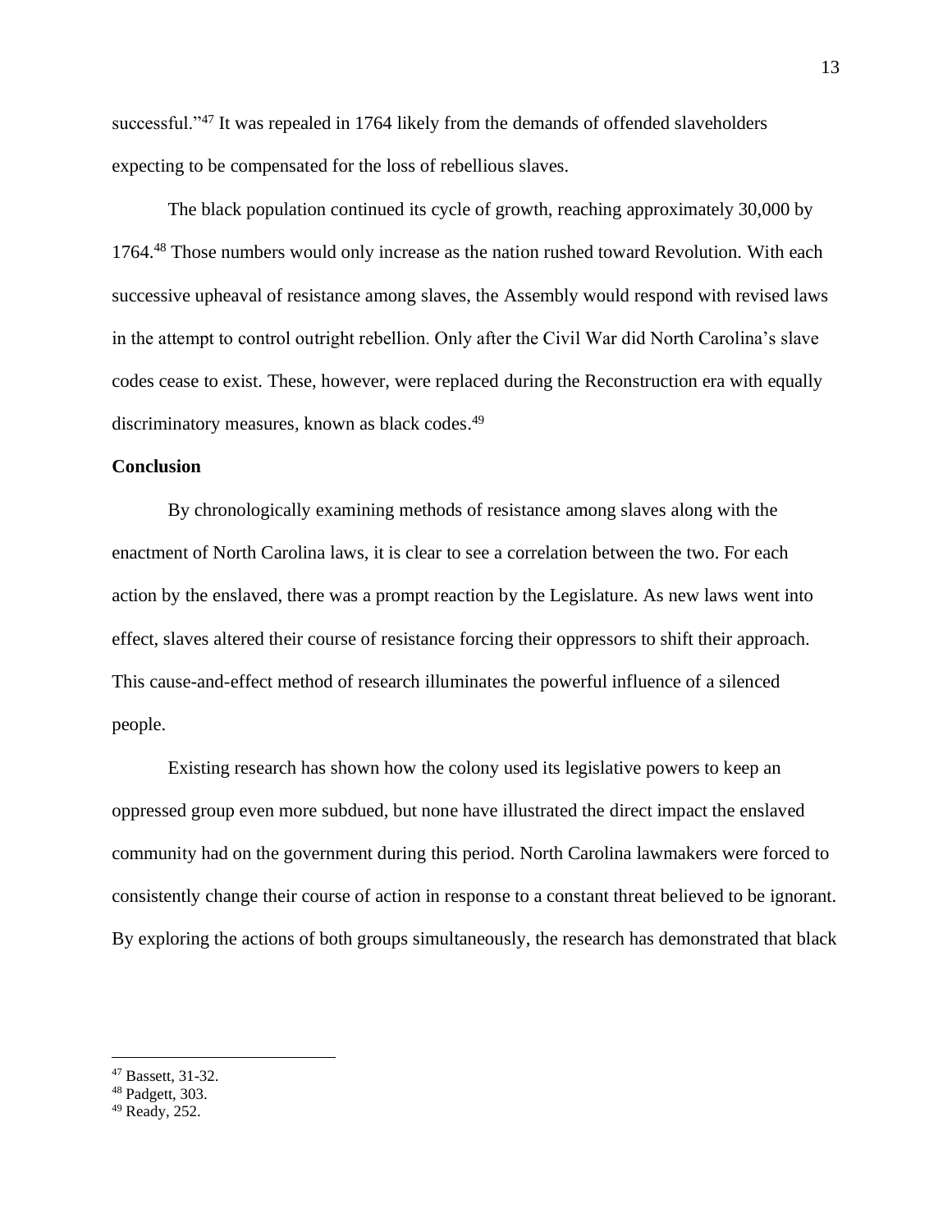successful."[47] It was repealed in 1764 likely from the demands of offended slaveholders expecting to be compensated for the loss of rebellious slaves.

The black population continued its cycle of growth, reaching approximately 30,000 by 1764.[48] Those numbers would only increase as the nation rushed toward Revolution. With each successive upheaval of resistance among slaves, the Assembly would respond with revised laws in the attempt to control outright rebellion. Only after the Civil War did North Carolina's slave codes cease to exist. These, however, were replaced during the Reconstruction era with equally discriminatory measures, known as black codes.[49]

**Conclusion**

By chronologically examining methods of resistance among slaves along with the enactment of North Carolina laws, it is clear to see a correlation between the two. For each action by the enslaved, there was a prompt reaction by the Legislature. As new laws went into effect, slaves altered their course of resistance forcing their oppressors to shift their approach. This cause-and-effect method of research illuminates the powerful influence of a silenced people.

Existing research has shown how the colony used its legislative powers to keep an oppressed group even more subdued, but none have illustrated the direct impact the enslaved community had on the government during this period. North Carolina lawmakers were forced to consistently change their course of action in response to a constant threat believed to be ignorant. By exploring the actions of both groups simultaneously, the research has demonstrated that black

---

[47] Bassett, 31-32.
[48] Padgett, 303.
[49] Ready, 252.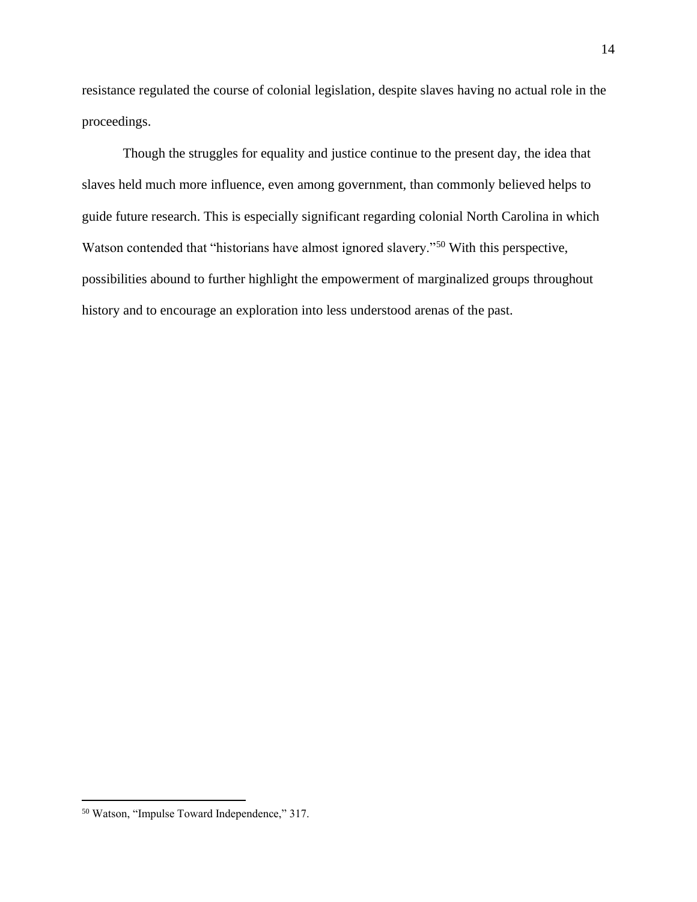resistance regulated the course of colonial legislation, despite slaves having no actual role in the proceedings.

Though the struggles for equality and justice continue to the present day, the idea that slaves held much more influence, even among government, than commonly believed helps to guide future research. This is especially significant regarding colonial North Carolina in which Watson contended that "historians have almost ignored slavery."[50] With this perspective, possibilities abound to further highlight the empowerment of marginalized groups throughout history and to encourage an exploration into less understood arenas of the past.

---

[50] Watson, "Impulse Toward Independence," 317.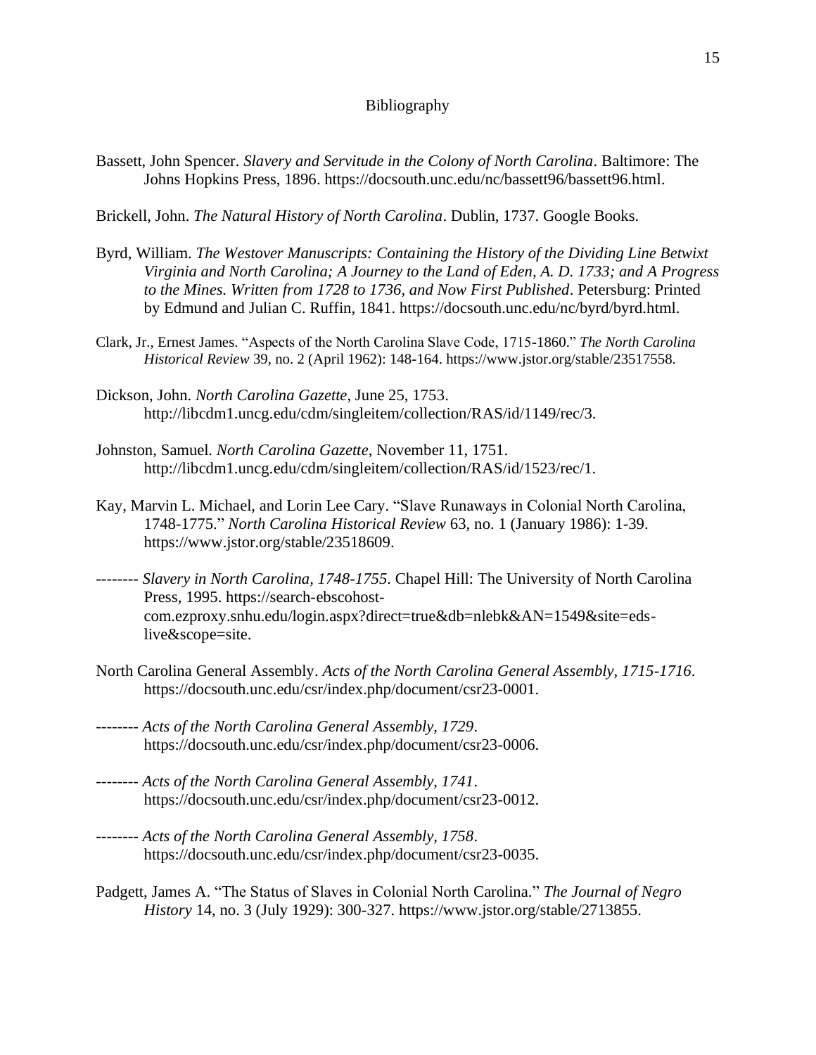# Bibliography

Bassett, John Spencer. *Slavery and Servitude in the Colony of North Carolina*. Baltimore: The Johns Hopkins Press, 1896. https://docsouth.unc.edu/nc/bassett96/bassett96.html.

Brickell, John. *The Natural History of North Carolina*. Dublin, 1737. Google Books.

Byrd, William. *The Westover Manuscripts: Containing the History of the Dividing Line Betwixt Virginia and North Carolina; A Journey to the Land of Eden, A. D. 1733; and A Progress to the Mines. Written from 1728 to 1736, and Now First Published*. Petersburg: Printed by Edmund and Julian C. Ruffin, 1841. https://docsouth.unc.edu/nc/byrd/byrd.html.

Clark, Jr., Ernest James. "Aspects of the North Carolina Slave Code, 1715-1860." *The North Carolina Historical Review* 39, no. 2 (April 1962): 148-164. https://www.jstor.org/stable/23517558.

Dickson, John. *North Carolina Gazette*, June 25, 1753. http://libcdm1.uncg.edu/cdm/singleitem/collection/RAS/id/1149/rec/3.

Johnston, Samuel. *North Carolina Gazette*, November 11, 1751. http://libcdm1.uncg.edu/cdm/singleitem/collection/RAS/id/1523/rec/1.

Kay, Marvin L. Michael, and Lorin Lee Cary. "Slave Runaways in Colonial North Carolina, 1748-1775." *North Carolina Historical Review* 63, no. 1 (January 1986): 1-39. https://www.jstor.org/stable/23518609.

-------- *Slavery in North Carolina, 1748-1755*. Chapel Hill: The University of North Carolina Press, 1995. https://search-ebscohost-com.ezproxy.snhu.edu/login.aspx?direct=true&db=nlebk&AN=1549&site=eds-live&scope=site.

North Carolina General Assembly. *Acts of the North Carolina General Assembly, 1715-1716*. https://docsouth.unc.edu/csr/index.php/document/csr23-0001.

-------- *Acts of the North Carolina General Assembly, 1729*. https://docsouth.unc.edu/csr/index.php/document/csr23-0006.

-------- *Acts of the North Carolina General Assembly, 1741*. https://docsouth.unc.edu/csr/index.php/document/csr23-0012.

-------- *Acts of the North Carolina General Assembly, 1758*. https://docsouth.unc.edu/csr/index.php/document/csr23-0035.

Padgett, James A. "The Status of Slaves in Colonial North Carolina." *The Journal of Negro History* 14, no. 3 (July 1929): 300-327. https://www.jstor.org/stable/2713855.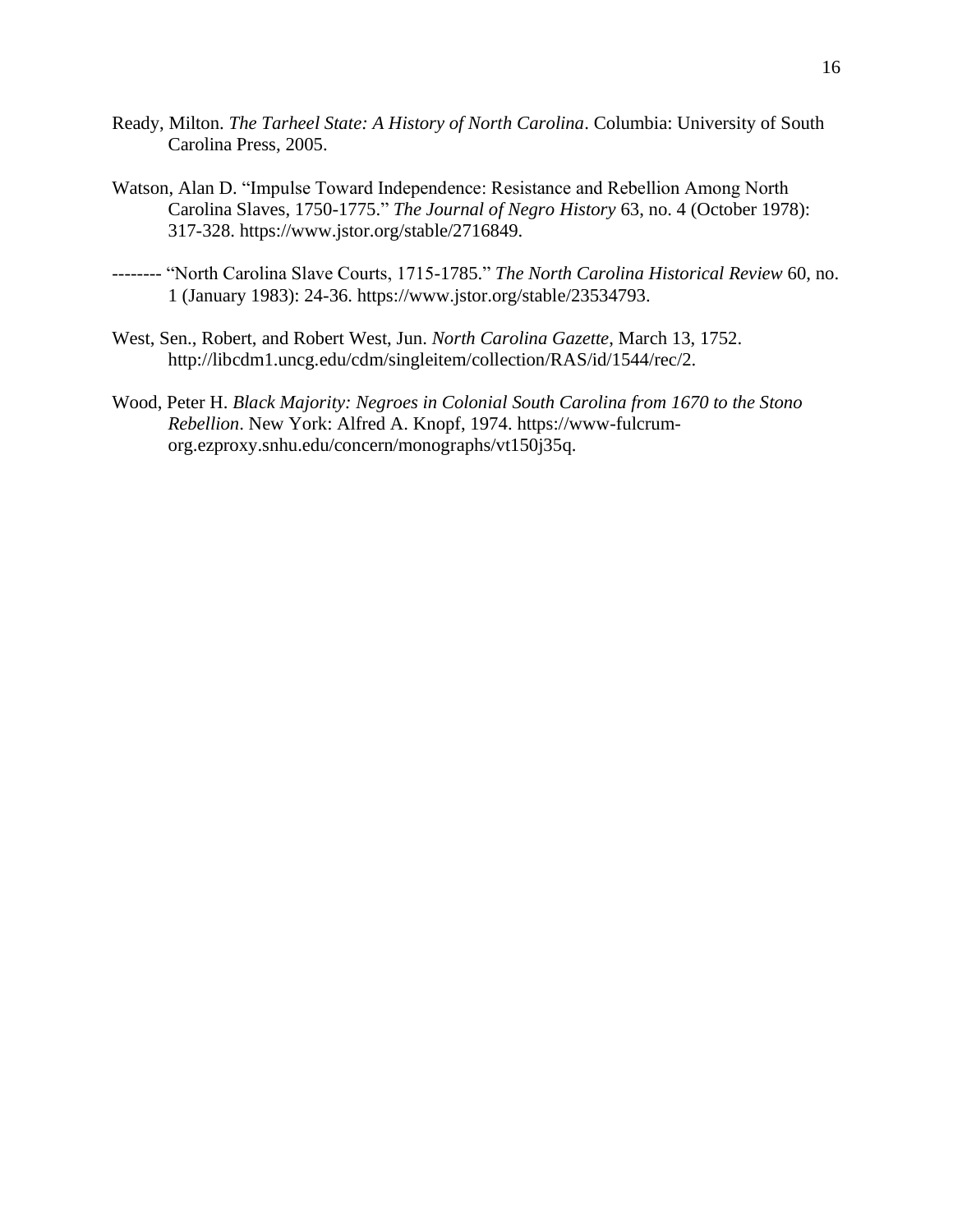Ready, Milton. *The Tarheel State: A History of North Carolina*. Columbia: University of South Carolina Press, 2005.

Watson, Alan D. "Impulse Toward Independence: Resistance and Rebellion Among North Carolina Slaves, 1750-1775." *The Journal of Negro History* 63, no. 4 (October 1978): 317-328. https://www.jstor.org/stable/2716849.

-------- "North Carolina Slave Courts, 1715-1785." *The North Carolina Historical Review* 60, no. 1 (January 1983): 24-36. https://www.jstor.org/stable/23534793.

West, Sen., Robert, and Robert West, Jun. *North Carolina Gazette*, March 13, 1752. http://libcdm1.uncg.edu/cdm/singleitem/collection/RAS/id/1544/rec/2.

Wood, Peter H. *Black Majority: Negroes in Colonial South Carolina from 1670 to the Stono Rebellion*. New York: Alfred A. Knopf, 1974. https://www-fulcrum-org.ezproxy.snhu.edu/concern/monographs/vt150j35q.